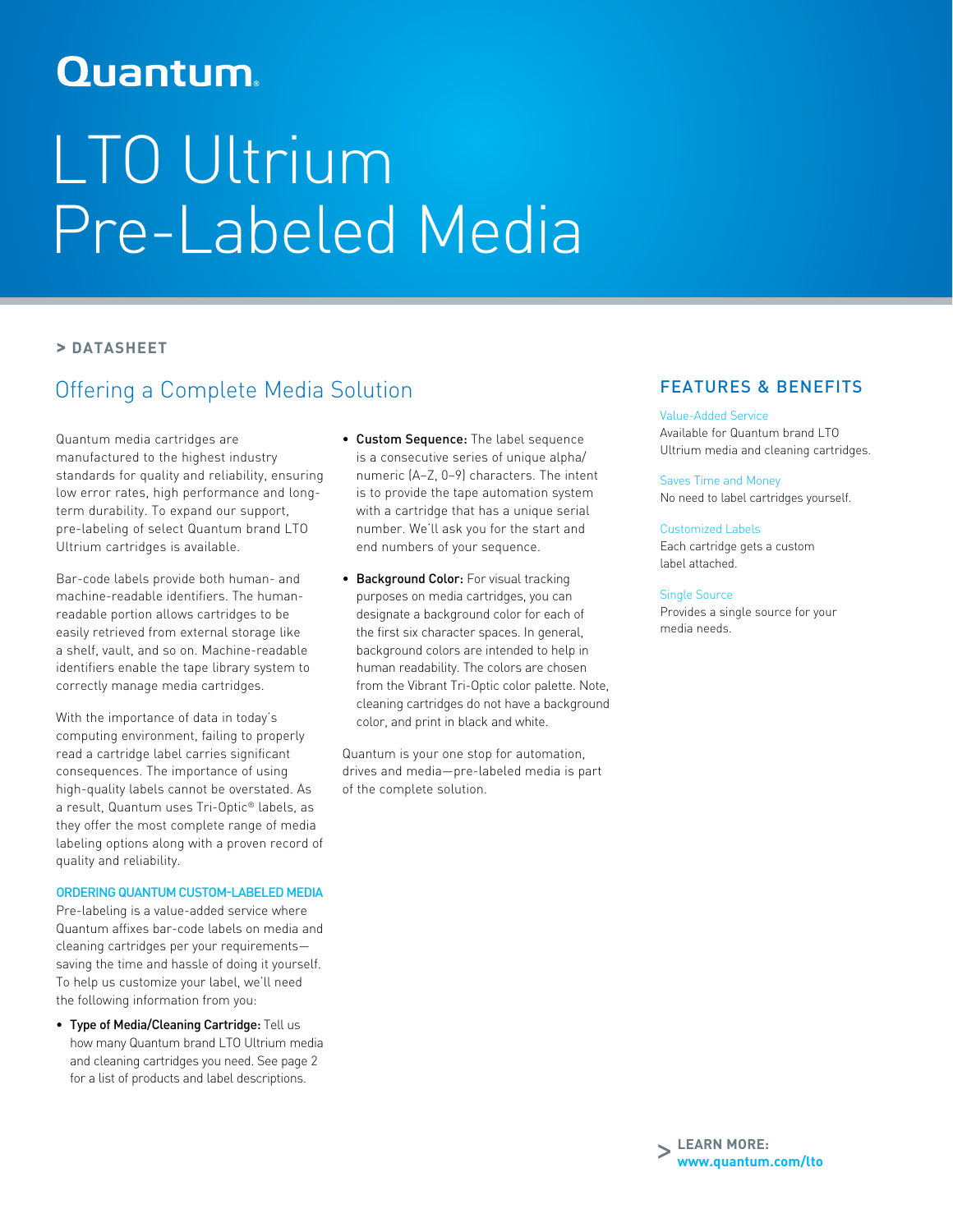Quantum

# LTO Ultrium Pre-Labeled Media

> DATASHEET

## Offering a Complete Media Solution

Quantum media cartridges are manufactured to the highest industry standards for quality and reliability, ensuring low error rates, high performance and long-term durability. To expand our support, pre-labeling of select Quantum brand LTO Ultrium cartridges is available.

Bar-code labels provide both human- and machine-readable identifiers. The human-readable portion allows cartridges to be easily retrieved from external storage like a shelf, vault, and so on. Machine-readable identifiers enable the tape library system to correctly manage media cartridges.

With the importance of data in today's computing environment, failing to properly read a cartridge label carries significant consequences. The importance of using high-quality labels cannot be overstated. As a result, Quantum uses Tri-Optic® labels, as they offer the most complete range of media labeling options along with a proven record of quality and reliability.

### ORDERING QUANTUM CUSTOM-LABELED MEDIA

Pre-labeling is a value-added service where Quantum affixes bar-code labels on media and cleaning cartridges per your requirements—saving the time and hassle of doing it yourself. To help us customize your label, we'll need the following information from you:

- **Type of Media/Cleaning Cartridge:** Tell us how many Quantum brand LTO Ultrium media and cleaning cartridges you need. See page 2 for a list of products and label descriptions.
- **Custom Sequence:** The label sequence is a consecutive series of unique alpha/numeric (A–Z, 0–9) characters. The intent is to provide the tape automation system with a cartridge that has a unique serial number. We'll ask you for the start and end numbers of your sequence.
- **Background Color:** For visual tracking purposes on media cartridges, you can designate a background color for each of the first six character spaces. In general, background colors are intended to help in human readability. The colors are chosen from the Vibrant Tri-Optic color palette. Note, cleaning cartridges do not have a background color, and print in black and white.

Quantum is your one stop for automation, drives and media—pre-labeled media is part of the complete solution.

## FEATURES & BENEFITS

**Value-Added Service**
Available for Quantum brand LTO Ultrium media and cleaning cartridges.

**Saves Time and Money**
No need to label cartridges yourself.

**Customized Labels**
Each cartridge gets a custom label attached.

**Single Source**
Provides a single source for your media needs.

> **LEARN MORE:**
> **www.quantum.com/lto**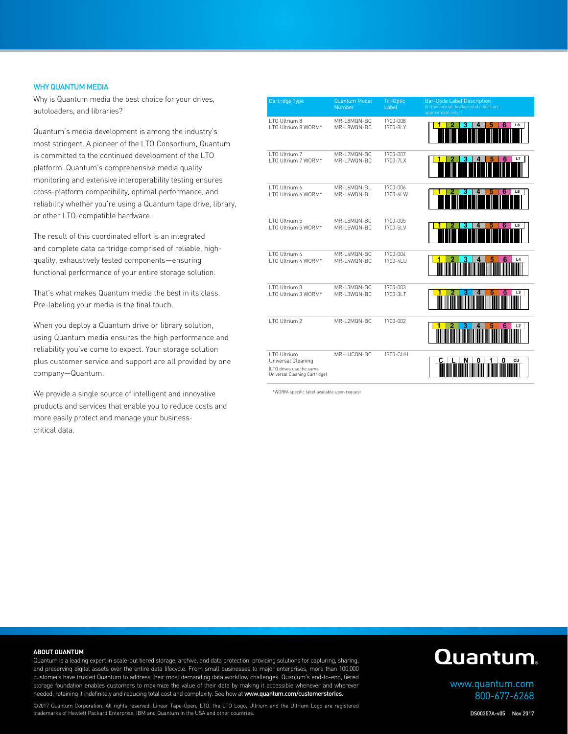## WHY QUANTUM MEDIA

Why is Quantum media the best choice for your drives, autoloaders, and libraries?

Quantum's media development is among the industry's most stringent. A pioneer of the LTO Consortium, Quantum is committed to the continued development of the LTO platform. Quantum's comprehensive media quality monitoring and extensive interoperability testing ensures cross-platform compatibility, optimal performance, and reliability whether you're using a Quantum tape drive, library, or other LTO-compatible hardware.

The result of this coordinated effort is an integrated and complete data cartridge comprised of reliable, high-quality, exhaustively tested components—ensuring functional performance of your entire storage solution.

That's what makes Quantum media the best in its class. Pre-labeling your media is the final touch.

When you deploy a Quantum drive or library solution, using Quantum media ensures the high performance and reliability you've come to expect. Your storage solution plus customer service and support are all provided by one company—Quantum.

We provide a single source of intelligent and innovative products and services that enable you to reduce costs and more easily protect and manage your business-critical data.

| Cartridge Type | Quantum Model Number | Tri-Optic Label | Bar-Code Label Description (In this format, background colors are approximate only) |
|---|---|---|---|
| LTO Ultrium 8<br>LTO Ultrium 8 WORM* | MR-L8MQN-BC<br>MR-L8WQN-BC | 1700-008<br>1700-8LY | 1 2 3 4 5 6 L8 |
| LTO Ultrium 7<br>LTO Ultrium 7 WORM* | MR-L7MQN-BC<br>MR-L7WQN-BC | 1700-007<br>1700-7LX | 1 2 3 4 5 6 L7 |
| LTO Ultrium 6<br>LTO Ultrium 6 WORM* | MR-L6MQN-BL<br>MR-L6WQN-BL | 1700-006<br>1700-6LW | 1 2 3 4 5 6 L6 |
| LTO Ultrium 5<br>LTO Ultrium 5 WORM* | MR-L5MQN-BC<br>MR-L5WQN-BC | 1700-005<br>1700-5LV | 1 2 3 4 5 6 L5 |
| LTO Ultrium 4<br>LTO Ultrium 4 WORM* | MR-L4MQN-BC<br>MR-L4WQN-BC | 1700-004<br>1700-4LU | 1 2 3 4 5 6 L4 |
| LTO Ultrium 3<br>LTO Ultrium 3 WORM* | MR-L3MQN-BC<br>MR-L3WQN-BC | 1700-003<br>1700-3LT | 1 2 3 4 5 6 L3 |
| LTO Ultrium 2 | MR-L2MQN-BC | 1700-002 | 1 2 3 4 5 6 L2 |
| LTO Ultrium Universal Cleaning<br>(LTO drives use the same Universal Cleaning Cartridge) | MR-LUCQN-BC | 1700-CUH | C L N 0 1 0 CU |

*WORM-specific label available upon request

**ABOUT QUANTUM**

Quantum is a leading expert in scale-out tiered storage, archive, and data protection, providing solutions for capturing, sharing, and preserving digital assets over the entire data lifecycle. From small businesses to major enterprises, more than 100,000 customers have trusted Quantum to address their most demanding data workflow challenges. Quantum's end-to-end, tiered storage foundation enables customers to maximize the value of their data by making it accessible whenever and wherever needed, retaining it indefinitely and reducing total cost and complexity. See how at **www.quantum.com/customerstories**.

©2017 Quantum Corporation. All rights reserved. Linear Tape-Open, LTO, the LTO Logo, Ultrium and the Ultrium Logo are registered trademarks of Hewlett Packard Enterprise, IBM and Quantum in the USA and other countries.

Quantum.

www.quantum.com
800-677-6268

DS00357A-v05 Nov 2017